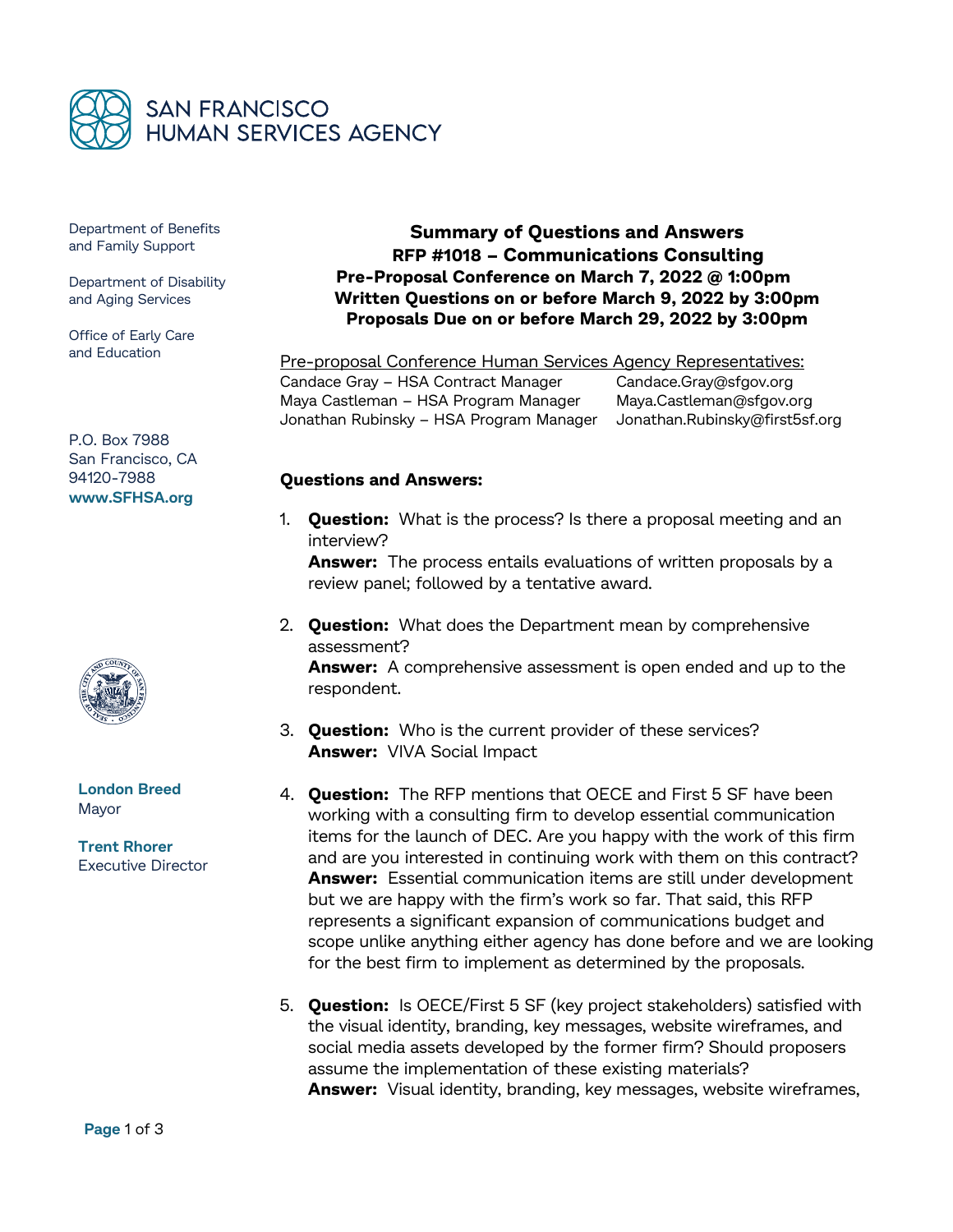# SAN FRANCISCO HUMAN SERVICES AGENCY

Department of Benefits and Family Support

Department of Disability and Aging Services

Office of Early Care and Education

P.O. Box 7988
San Francisco, CA
94120-7988
**www.SFHSA.org**

**London Breed**
Mayor

**Trent Rhorer**
Executive Director

## Summary of Questions and Answers
## RFP #1018 – Communications Consulting
## Pre-Proposal Conference on March 7, 2022 @ 1:00pm
## Written Questions on or before March 9, 2022 by 3:00pm
## Proposals Due on or before March 29, 2022 by 3:00pm

Pre-proposal Conference Human Services Agency Representatives:

| | |
|---|---|
| Candace Gray – HSA Contract Manager | Candace.Gray@sfgov.org |
| Maya Castleman – HSA Program Manager | Maya.Castleman@sfgov.org |
| Jonathan Rubinsky – HSA Program Manager | Jonathan.Rubinsky@first5sf.org |

**Questions and Answers:**

1. **Question:** What is the process? Is there a proposal meeting and an interview?
   **Answer:** The process entails evaluations of written proposals by a review panel; followed by a tentative award.

2. **Question:** What does the Department mean by comprehensive assessment?
   **Answer:** A comprehensive assessment is open ended and up to the respondent.

3. **Question:** Who is the current provider of these services?
   **Answer:** VIVA Social Impact

4. **Question:** The RFP mentions that OECE and First 5 SF have been working with a consulting firm to develop essential communication items for the launch of DEC. Are you happy with the work of this firm and are you interested in continuing work with them on this contract?
   **Answer:** Essential communication items are still under development but we are happy with the firm's work so far. That said, this RFP represents a significant expansion of communications budget and scope unlike anything either agency has done before and we are looking for the best firm to implement as determined by the proposals.

5. **Question:** Is OECE/First 5 SF (key project stakeholders) satisfied with the visual identity, branding, key messages, website wireframes, and social media assets developed by the former firm? Should proposers assume the implementation of these existing materials?
   **Answer:** Visual identity, branding, key messages, website wireframes,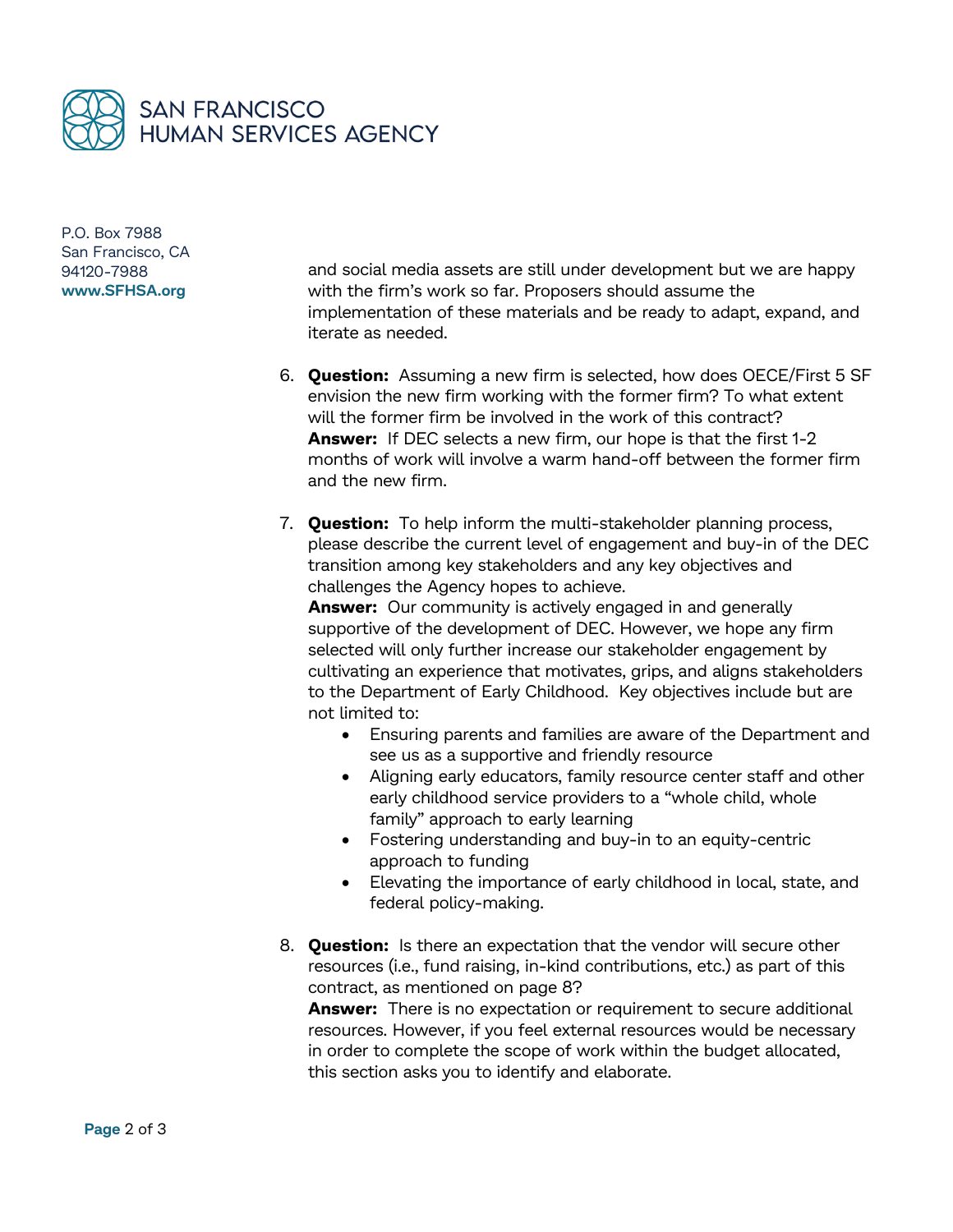and social media assets are still under development but we are happy with the firm's work so far. Proposers should assume the implementation of these materials and be ready to adapt, expand, and iterate as needed.

6. **Question:** Assuming a new firm is selected, how does OECE/First 5 SF envision the new firm working with the former firm? To what extent will the former firm be involved in the work of this contract?
   **Answer:** If DEC selects a new firm, our hope is that the first 1-2 months of work will involve a warm hand-off between the former firm and the new firm.

7. **Question:** To help inform the multi-stakeholder planning process, please describe the current level of engagement and buy-in of the DEC transition among key stakeholders and any key objectives and challenges the Agency hopes to achieve.
   **Answer:** Our community is actively engaged in and generally supportive of the development of DEC. However, we hope any firm selected will only further increase our stakeholder engagement by cultivating an experience that motivates, grips, and aligns stakeholders to the Department of Early Childhood. Key objectives include but are not limited to:
   - Ensuring parents and families are aware of the Department and see us as a supportive and friendly resource
   - Aligning early educators, family resource center staff and other early childhood service providers to a "whole child, whole family" approach to early learning
   - Fostering understanding and buy-in to an equity-centric approach to funding
   - Elevating the importance of early childhood in local, state, and federal policy-making.

8. **Question:** Is there an expectation that the vendor will secure other resources (i.e., fund raising, in-kind contributions, etc.) as part of this contract, as mentioned on page 8?
   **Answer:** There is no expectation or requirement to secure additional resources. However, if you feel external resources would be necessary in order to complete the scope of work within the budget allocated, this section asks you to identify and elaborate.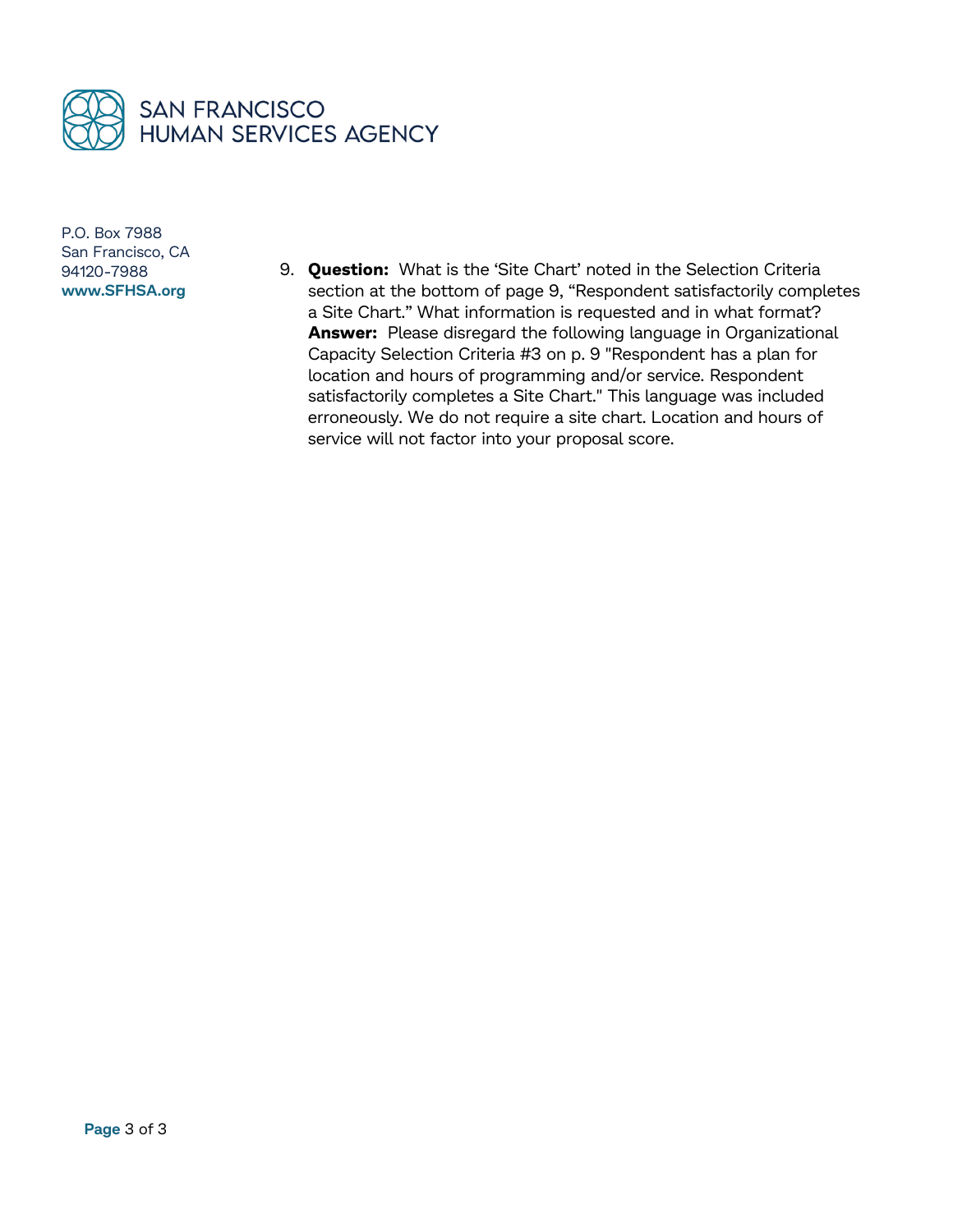SAN FRANCISCO
HUMAN SERVICES AGENCY

P.O. Box 7988
San Francisco, CA
94120-7988
**www.SFHSA.org**

9. **Question:** What is the 'Site Chart' noted in the Selection Criteria section at the bottom of page 9, "Respondent satisfactorily completes a Site Chart." What information is requested and in what format?
   **Answer:** Please disregard the following language in Organizational Capacity Selection Criteria #3 on p. 9 "Respondent has a plan for location and hours of programming and/or service. Respondent satisfactorily completes a Site Chart." This language was included erroneously. We do not require a site chart. Location and hours of service will not factor into your proposal score.